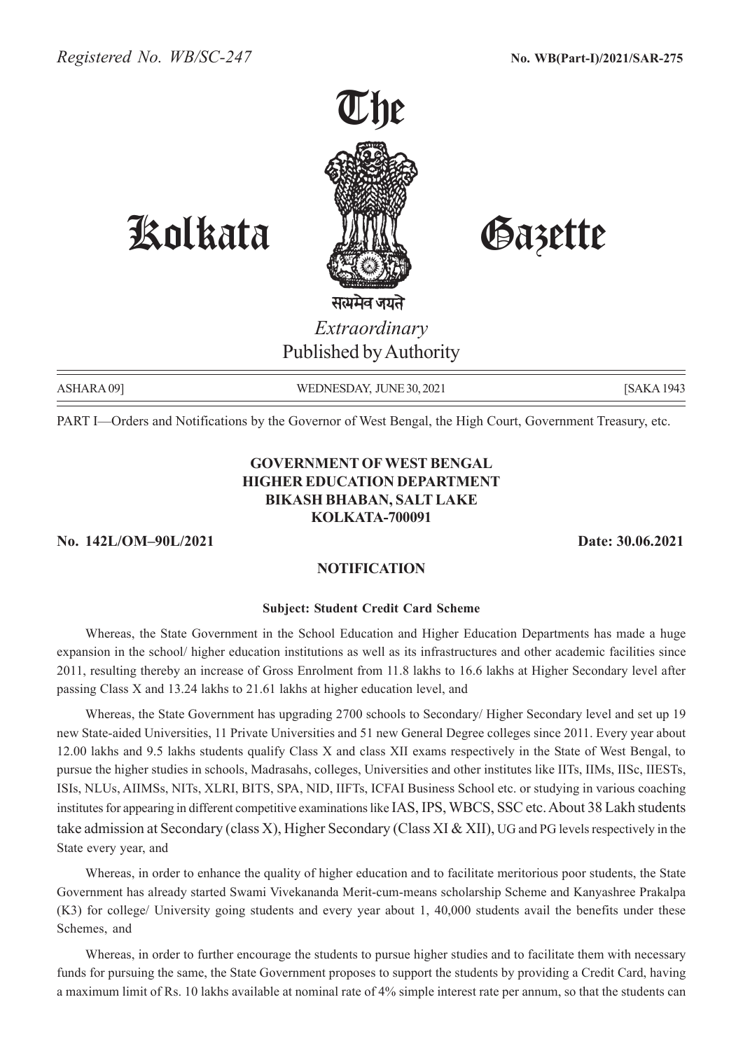*Registered No. WB/SC-247* **No. WB(Part-I)/2021/SAR-275**

# The Kolkata Gazette

सत्यमेव जयते

*Extraordinary*

Published by Authority

ASHARA 09] WEDNESDAY, JUNE 30, 2021 [SAKA 1943

PART I—Orders and Notifications by the Governor of West Bengal, the High Court, Government Treasury, etc.

**GOVERNMENT OF WEST BENGAL**
**HIGHER EDUCATION DEPARTMENT**
**BIKASH BHABAN, SALT LAKE**
**KOLKATA-700091**

**No. 142L/OM–90L/2021** **Date: 30.06.2021**

## NOTIFICATION

**Subject: Student Credit Card Scheme**

Whereas, the State Government in the School Education and Higher Education Departments has made a huge expansion in the school/ higher education institutions as well as its infrastructures and other academic facilities since 2011, resulting thereby an increase of Gross Enrolment from 11.8 lakhs to 16.6 lakhs at Higher Secondary level after passing Class X and 13.24 lakhs to 21.61 lakhs at higher education level, and

Whereas, the State Government has upgrading 2700 schools to Secondary/ Higher Secondary level and set up 19 new State-aided Universities, 11 Private Universities and 51 new General Degree colleges since 2011. Every year about 12.00 lakhs and 9.5 lakhs students qualify Class X and class XII exams respectively in the State of West Bengal, to pursue the higher studies in schools, Madrasahs, colleges, Universities and other institutes like IITs, IIMs, IISc, IIESTs, ISIs, NLUs, AIIMSs, NITs, XLRI, BITS, SPA, NID, IIFTs, ICFAI Business School etc. or studying in various coaching institutes for appearing in different competitive examinations like IAS, IPS, WBCS, SSC etc. About 38 Lakh students take admission at Secondary (class X), Higher Secondary (Class XI & XII), UG and PG levels respectively in the State every year, and

Whereas, in order to enhance the quality of higher education and to facilitate meritorious poor students, the State Government has already started Swami Vivekananda Merit-cum-means scholarship Scheme and Kanyashree Prakalpa (K3) for college/ University going students and every year about 1, 40,000 students avail the benefits under these Schemes, and

Whereas, in order to further encourage the students to pursue higher studies and to facilitate them with necessary funds for pursuing the same, the State Government proposes to support the students by providing a Credit Card, having a maximum limit of Rs. 10 lakhs available at nominal rate of 4% simple interest rate per annum, so that the students can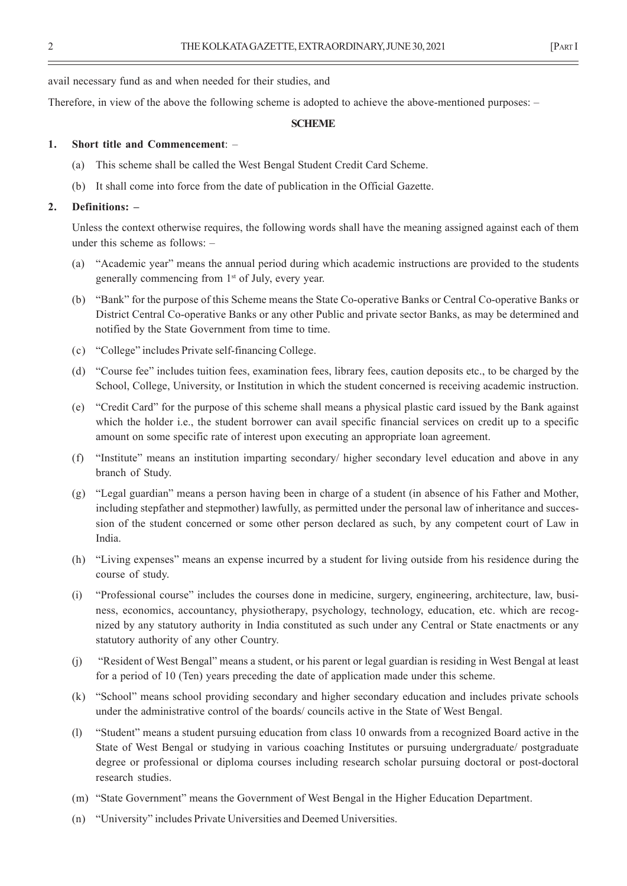avail necessary fund as and when needed for their studies, and

Therefore, in view of the above the following scheme is adopted to achieve the above-mentioned purposes: –

**SCHEME**

1. **Short title and Commencement**: –

   (a) This scheme shall be called the West Bengal Student Credit Card Scheme.

   (b) It shall come into force from the date of publication in the Official Gazette.

2. **Definitions: –**

   Unless the context otherwise requires, the following words shall have the meaning assigned against each of them under this scheme as follows: –

   (a) "Academic year" means the annual period during which academic instructions are provided to the students generally commencing from 1st of July, every year.

   (b) "Bank" for the purpose of this Scheme means the State Co-operative Banks or Central Co-operative Banks or District Central Co-operative Banks or any other Public and private sector Banks, as may be determined and notified by the State Government from time to time.

   (c) "College" includes Private self-financing College.

   (d) "Course fee" includes tuition fees, examination fees, library fees, caution deposits etc., to be charged by the School, College, University, or Institution in which the student concerned is receiving academic instruction.

   (e) "Credit Card" for the purpose of this scheme shall means a physical plastic card issued by the Bank against which the holder i.e., the student borrower can avail specific financial services on credit up to a specific amount on some specific rate of interest upon executing an appropriate loan agreement.

   (f) "Institute" means an institution imparting secondary/ higher secondary level education and above in any branch of Study.

   (g) "Legal guardian" means a person having been in charge of a student (in absence of his Father and Mother, including stepfather and stepmother) lawfully, as permitted under the personal law of inheritance and succession of the student concerned or some other person declared as such, by any competent court of Law in India.

   (h) "Living expenses" means an expense incurred by a student for living outside from his residence during the course of study.

   (i) "Professional course" includes the courses done in medicine, surgery, engineering, architecture, law, business, economics, accountancy, physiotherapy, psychology, technology, education, etc. which are recognized by any statutory authority in India constituted as such under any Central or State enactments or any statutory authority of any other Country.

   (j) "Resident of West Bengal" means a student, or his parent or legal guardian is residing in West Bengal at least for a period of 10 (Ten) years preceding the date of application made under this scheme.

   (k) "School" means school providing secondary and higher secondary education and includes private schools under the administrative control of the boards/ councils active in the State of West Bengal.

   (l) "Student" means a student pursuing education from class 10 onwards from a recognized Board active in the State of West Bengal or studying in various coaching Institutes or pursuing undergraduate/ postgraduate degree or professional or diploma courses including research scholar pursuing doctoral or post-doctoral research studies.

   (m) "State Government" means the Government of West Bengal in the Higher Education Department.

   (n) "University" includes Private Universities and Deemed Universities.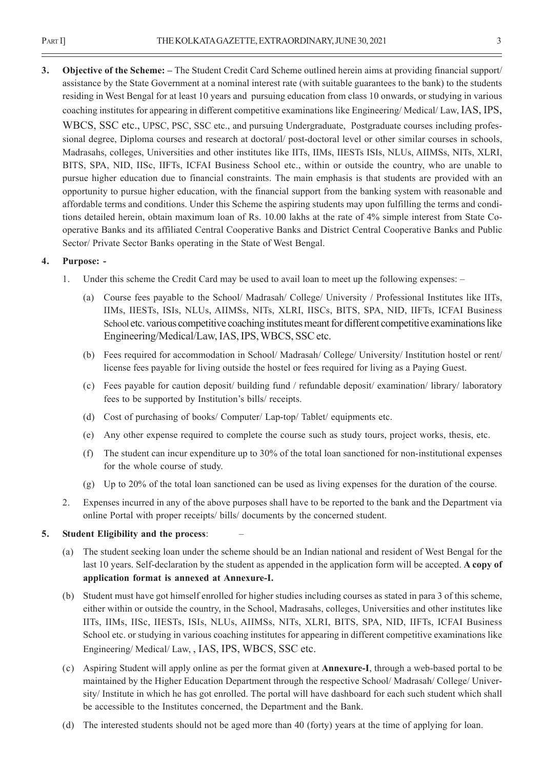**3. Objective of the Scheme: –** The Student Credit Card Scheme outlined herein aims at providing financial support/ assistance by the State Government at a nominal interest rate (with suitable guarantees to the bank) to the students residing in West Bengal for at least 10 years and pursuing education from class 10 onwards, or studying in various coaching institutes for appearing in different competitive examinations like Engineering/ Medical/ Law, IAS, IPS, WBCS, SSC etc., UPSC, PSC, SSC etc., and pursuing Undergraduate, Postgraduate courses including professional degree, Diploma courses and research at doctoral/ post-doctoral level or other similar courses in schools, Madrasahs, colleges, Universities and other institutes like IITs, IIMs, IIESTs ISIs, NLUs, AIIMSs, NITs, XLRI, BITS, SPA, NID, IISc, IIFTs, ICFAI Business School etc., within or outside the country, who are unable to pursue higher education due to financial constraints. The main emphasis is that students are provided with an opportunity to pursue higher education, with the financial support from the banking system with reasonable and affordable terms and conditions. Under this Scheme the aspiring students may upon fulfilling the terms and conditions detailed herein, obtain maximum loan of Rs. 10.00 lakhs at the rate of 4% simple interest from State Co-operative Banks and its affiliated Central Cooperative Banks and District Central Cooperative Banks and Public Sector/ Private Sector Banks operating in the State of West Bengal.

**4. Purpose: -**

1. Under this scheme the Credit Card may be used to avail loan to meet up the following expenses: –

   (a) Course fees payable to the School/ Madrasah/ College/ University / Professional Institutes like IITs, IIMs, IIESTs, ISIs, NLUs, AIIMSs, NITs, XLRI, IISCs, BITS, SPA, NID, IIFTs, ICFAI Business School etc. various competitive coaching institutes meant for different competitive examinations like Engineering/Medical/Law, IAS, IPS, WBCS, SSC etc.

   (b) Fees required for accommodation in School/ Madrasah/ College/ University/ Institution hostel or rent/ license fees payable for living outside the hostel or fees required for living as a Paying Guest.

   (c) Fees payable for caution deposit/ building fund / refundable deposit/ examination/ library/ laboratory fees to be supported by Institution's bills/ receipts.

   (d) Cost of purchasing of books/ Computer/ Lap-top/ Tablet/ equipments etc.

   (e) Any other expense required to complete the course such as study tours, project works, thesis, etc.

   (f) The student can incur expenditure up to 30% of the total loan sanctioned for non-institutional expenses for the whole course of study.

   (g) Up to 20% of the total loan sanctioned can be used as living expenses for the duration of the course.

2. Expenses incurred in any of the above purposes shall have to be reported to the bank and the Department via online Portal with proper receipts/ bills/ documents by the concerned student.

**5. Student Eligibility and the process**: –

(a) The student seeking loan under the scheme should be an Indian national and resident of West Bengal for the last 10 years. Self-declaration by the student as appended in the application form will be accepted. **A copy of application format is annexed at Annexure-I.**

(b) Student must have got himself enrolled for higher studies including courses as stated in para 3 of this scheme, either within or outside the country, in the School, Madrasahs, colleges, Universities and other institutes like IITs, IIMs, IISc, IIESTs, ISIs, NLUs, AIIMSs, NITs, XLRI, BITS, SPA, NID, IIFTs, ICFAI Business School etc. or studying in various coaching institutes for appearing in different competitive examinations like Engineering/ Medical/ Law, , IAS, IPS, WBCS, SSC etc.

(c) Aspiring Student will apply online as per the format given at **Annexure-I**, through a web-based portal to be maintained by the Higher Education Department through the respective School/ Madrasah/ College/ University/ Institute in which he has got enrolled. The portal will have dashboard for each such student which shall be accessible to the Institutes concerned, the Department and the Bank.

(d) The interested students should not be aged more than 40 (forty) years at the time of applying for loan.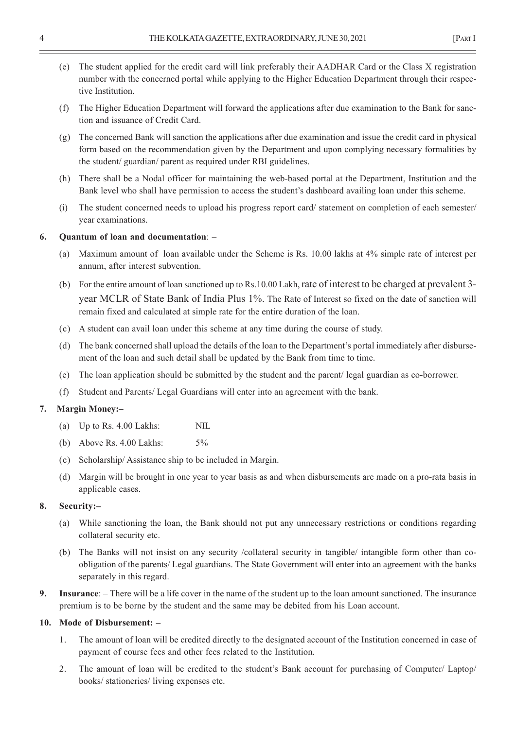(e) The student applied for the credit card will link preferably their AADHAR Card or the Class X registration number with the concerned portal while applying to the Higher Education Department through their respective Institution.

(f) The Higher Education Department will forward the applications after due examination to the Bank for sanction and issuance of Credit Card.

(g) The concerned Bank will sanction the applications after due examination and issue the credit card in physical form based on the recommendation given by the Department and upon complying necessary formalities by the student/ guardian/ parent as required under RBI guidelines.

(h) There shall be a Nodal officer for maintaining the web-based portal at the Department, Institution and the Bank level who shall have permission to access the student's dashboard availing loan under this scheme.

(i) The student concerned needs to upload his progress report card/ statement on completion of each semester/ year examinations.

**6. Quantum of loan and documentation**: –

(a) Maximum amount of loan available under the Scheme is Rs. 10.00 lakhs at 4% simple rate of interest per annum, after interest subvention.

(b) For the entire amount of loan sanctioned up to Rs.10.00 Lakh, rate of interest to be charged at prevalent 3-year MCLR of State Bank of India Plus 1%. The Rate of Interest so fixed on the date of sanction will remain fixed and calculated at simple rate for the entire duration of the loan.

(c) A student can avail loan under this scheme at any time during the course of study.

(d) The bank concerned shall upload the details of the loan to the Department's portal immediately after disbursement of the loan and such detail shall be updated by the Bank from time to time.

(e) The loan application should be submitted by the student and the parent/ legal guardian as co-borrower.

(f) Student and Parents/ Legal Guardians will enter into an agreement with the bank.

**7. Margin Money:–**

(a) Up to Rs. 4.00 Lakhs: NIL

(b) Above Rs. 4.00 Lakhs: 5%

(c) Scholarship/ Assistance ship to be included in Margin.

(d) Margin will be brought in one year to year basis as and when disbursements are made on a pro-rata basis in applicable cases.

**8. Security:–**

(a) While sanctioning the loan, the Bank should not put any unnecessary restrictions or conditions regarding collateral security etc.

(b) The Banks will not insist on any security /collateral security in tangible/ intangible form other than co-obligation of the parents/ Legal guardians. The State Government will enter into an agreement with the banks separately in this regard.

**9. Insurance**: – There will be a life cover in the name of the student up to the loan amount sanctioned. The insurance premium is to be borne by the student and the same may be debited from his Loan account.

**10. Mode of Disbursement: –**

1. The amount of loan will be credited directly to the designated account of the Institution concerned in case of payment of course fees and other fees related to the Institution.

2. The amount of loan will be credited to the student's Bank account for purchasing of Computer/ Laptop/ books/ stationeries/ living expenses etc.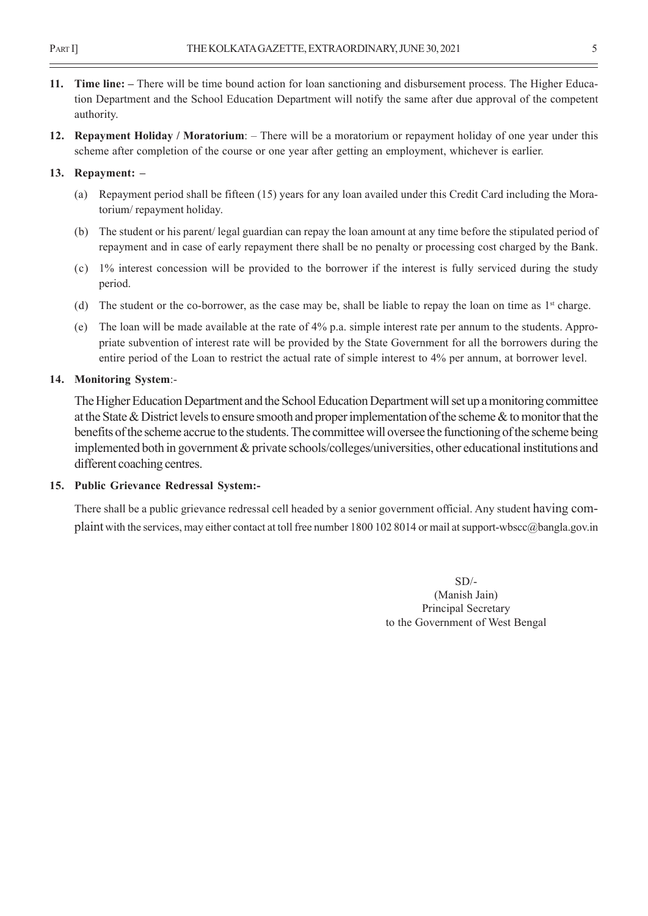11. **Time line: –** There will be time bound action for loan sanctioning and disbursement process. The Higher Education Department and the School Education Department will notify the same after due approval of the competent authority.

12. **Repayment Holiday / Moratorium**: – There will be a moratorium or repayment holiday of one year under this scheme after completion of the course or one year after getting an employment, whichever is earlier.

13. **Repayment: –**

    (a) Repayment period shall be fifteen (15) years for any loan availed under this Credit Card including the Moratorium/ repayment holiday.

    (b) The student or his parent/ legal guardian can repay the loan amount at any time before the stipulated period of repayment and in case of early repayment there shall be no penalty or processing cost charged by the Bank.

    (c) 1% interest concession will be provided to the borrower if the interest is fully serviced during the study period.

    (d) The student or the co-borrower, as the case may be, shall be liable to repay the loan on time as 1st charge.

    (e) The loan will be made available at the rate of 4% p.a. simple interest rate per annum to the students. Appropriate subvention of interest rate will be provided by the State Government for all the borrowers during the entire period of the Loan to restrict the actual rate of simple interest to 4% per annum, at borrower level.

14. **Monitoring System**:-

    The Higher Education Department and the School Education Department will set up a monitoring committee at the State & District levels to ensure smooth and proper implementation of the scheme & to monitor that the benefits of the scheme accrue to the students. The committee will oversee the functioning of the scheme being implemented both in government & private schools/colleges/universities, other educational institutions and different coaching centres.

15. **Public Grievance Redressal System:-**

    There shall be a public grievance redressal cell headed by a senior government official. Any student having complaint with the services, may either contact at toll free number 1800 102 8014 or mail at support-wbscc@bangla.gov.in

SD/-
(Manish Jain)
Principal Secretary
to the Government of West Bengal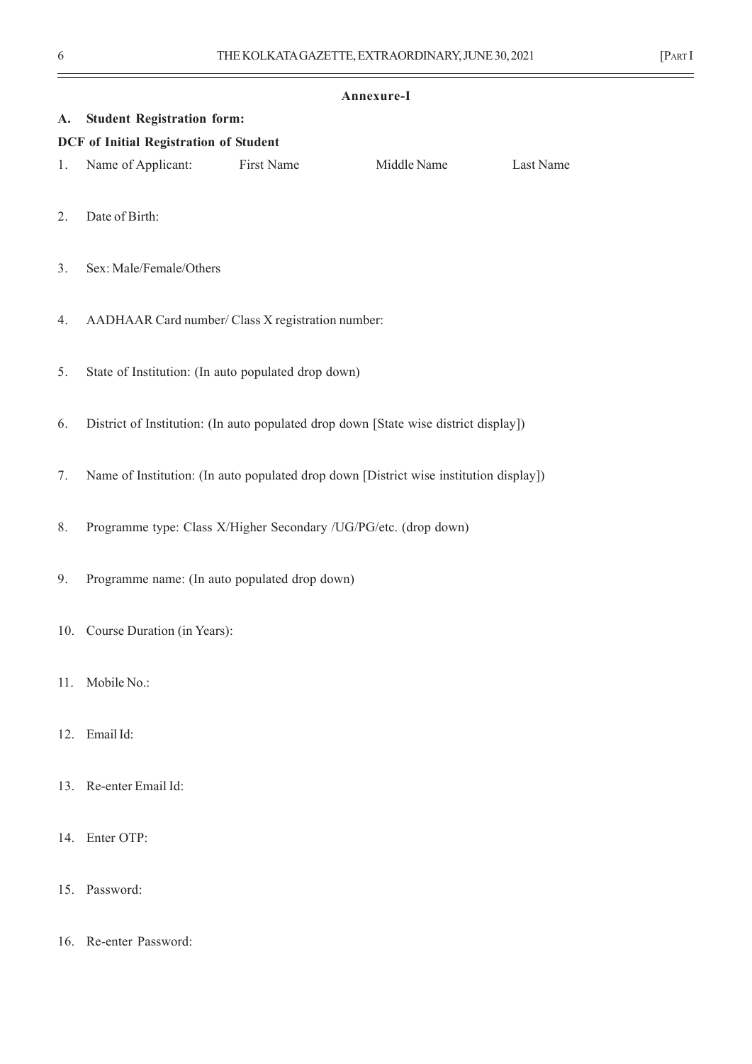## Annexure-I

**A. Student Registration form:**

**DCF of Initial Registration of Student**

1. Name of Applicant: First Name Middle Name Last Name

2. Date of Birth:

3. Sex: Male/Female/Others

4. AADHAAR Card number/ Class X registration number:

5. State of Institution: (In auto populated drop down)

6. District of Institution: (In auto populated drop down [State wise district display])

7. Name of Institution: (In auto populated drop down [District wise institution display])

8. Programme type: Class X/Higher Secondary /UG/PG/etc. (drop down)

9. Programme name: (In auto populated drop down)

10. Course Duration (in Years):

11. Mobile No.:

12. Email Id:

13. Re-enter Email Id:

14. Enter OTP:

15. Password:

16. Re-enter Password: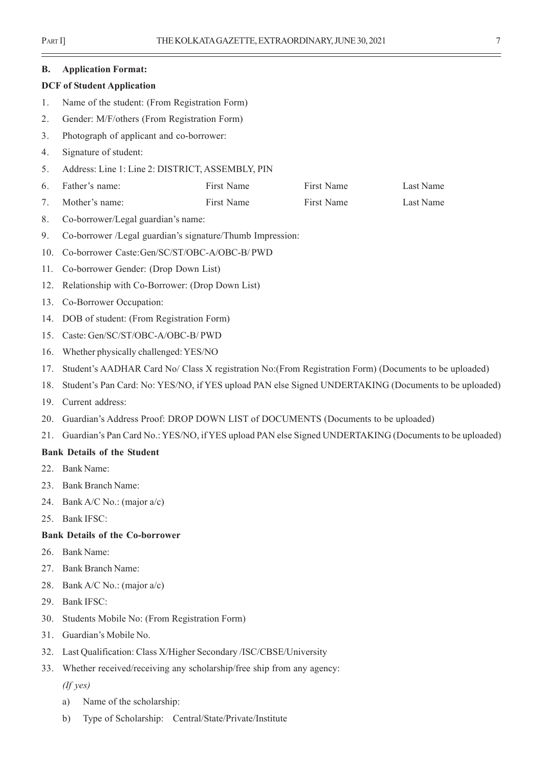**B. Application Format:**

**DCF of Student Application**

1. Name of the student: (From Registration Form)
2. Gender: M/F/others (From Registration Form)
3. Photograph of applicant and co-borrower:
4. Signature of student:
5. Address: Line 1: Line 2: DISTRICT, ASSEMBLY, PIN
6. Father's name: First Name First Name Last Name
7. Mother's name: First Name First Name Last Name
8. Co-borrower/Legal guardian's name:
9. Co-borrower /Legal guardian's signature/Thumb Impression:
10. Co-borrower Caste:Gen/SC/ST/OBC-A/OBC-B/ PWD
11. Co-borrower Gender: (Drop Down List)
12. Relationship with Co-Borrower: (Drop Down List)
13. Co-Borrower Occupation:
14. DOB of student: (From Registration Form)
15. Caste: Gen/SC/ST/OBC-A/OBC-B/ PWD
16. Whether physically challenged: YES/NO
17. Student's AADHAR Card No/ Class X registration No:(From Registration Form) (Documents to be uploaded)
18. Student's Pan Card: No: YES/NO, if YES upload PAN else Signed UNDERTAKING (Documents to be uploaded)
19. Current address:
20. Guardian's Address Proof: DROP DOWN LIST of DOCUMENTS (Documents to be uploaded)
21. Guardian's Pan Card No.: YES/NO, if YES upload PAN else Signed UNDERTAKING (Documents to be uploaded)

**Bank Details of the Student**

22. Bank Name:
23. Bank Branch Name:
24. Bank A/C No.: (major a/c)
25. Bank IFSC:

**Bank Details of the Co-borrower**

26. Bank Name:
27. Bank Branch Name:
28. Bank A/C No.: (major a/c)
29. Bank IFSC:
30. Students Mobile No: (From Registration Form)
31. Guardian's Mobile No.
32. Last Qualification: Class X/Higher Secondary /ISC/CBSE/University
33. Whether received/receiving any scholarship/free ship from any agency:

    *(If yes)*

    a) Name of the scholarship:

    b) Type of Scholarship: Central/State/Private/Institute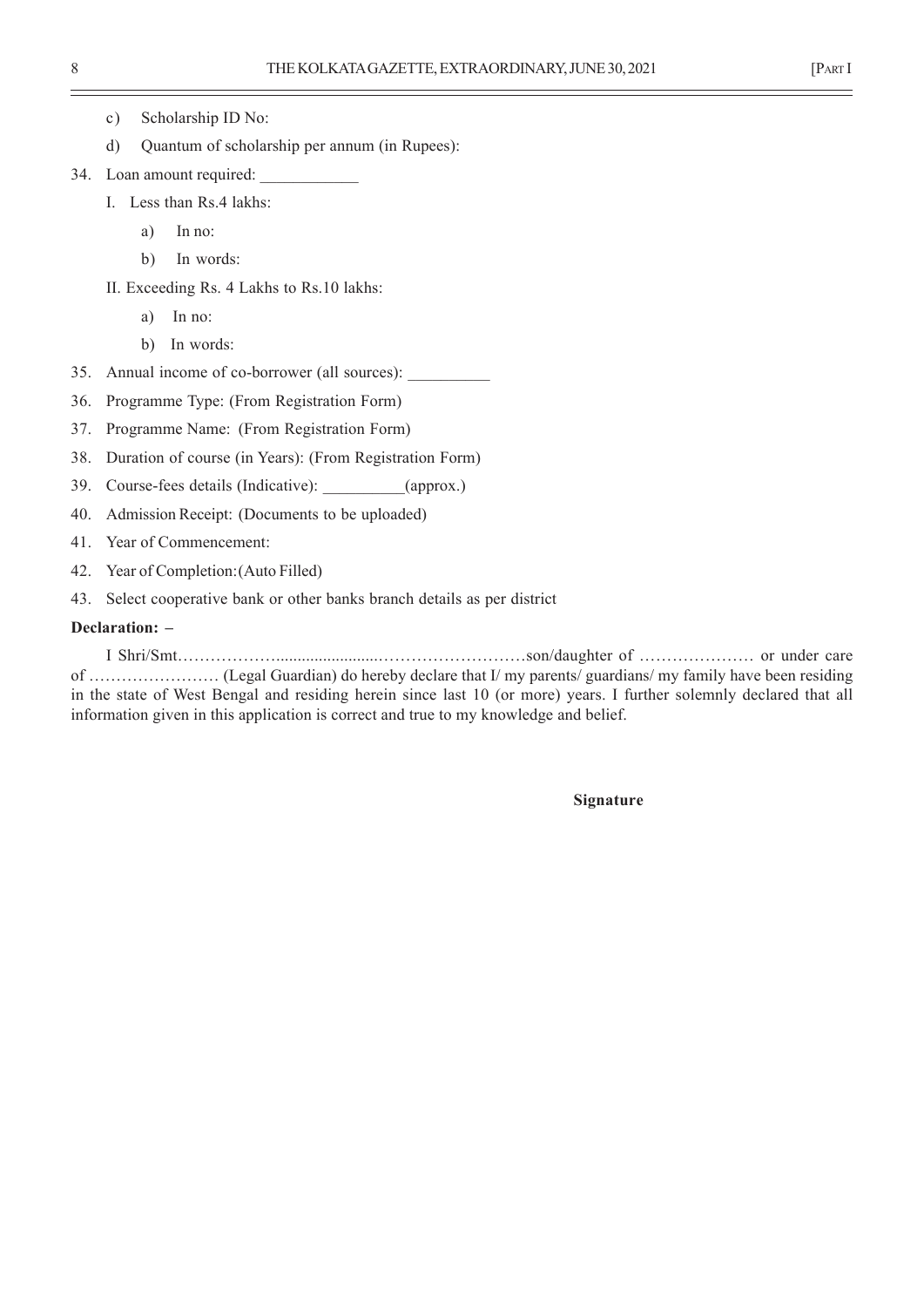c) Scholarship ID No:

d) Quantum of scholarship per annum (in Rupees):

34. Loan amount required: ____________

    I. Less than Rs.4 lakhs:

        a) In no:

        b) In words:

    II. Exceeding Rs. 4 Lakhs to Rs.10 lakhs:

        a) In no:

        b) In words:

35. Annual income of co-borrower (all sources): __________

36. Programme Type: (From Registration Form)

37. Programme Name: (From Registration Form)

38. Duration of course (in Years): (From Registration Form)

39. Course-fees details (Indicative): __________(approx.)

40. Admission Receipt: (Documents to be uploaded)

41. Year of Commencement:

42. Year of Completion:(Auto Filled)

43. Select cooperative bank or other banks branch details as per district

**Declaration: –**

I Shri/Smt………………......................………………………son/daughter of ………………… or under care of …………………… (Legal Guardian) do hereby declare that I/ my parents/ guardians/ my family have been residing in the state of West Bengal and residing herein since last 10 (or more) years. I further solemnly declared that all information given in this application is correct and true to my knowledge and belief.

**Signature**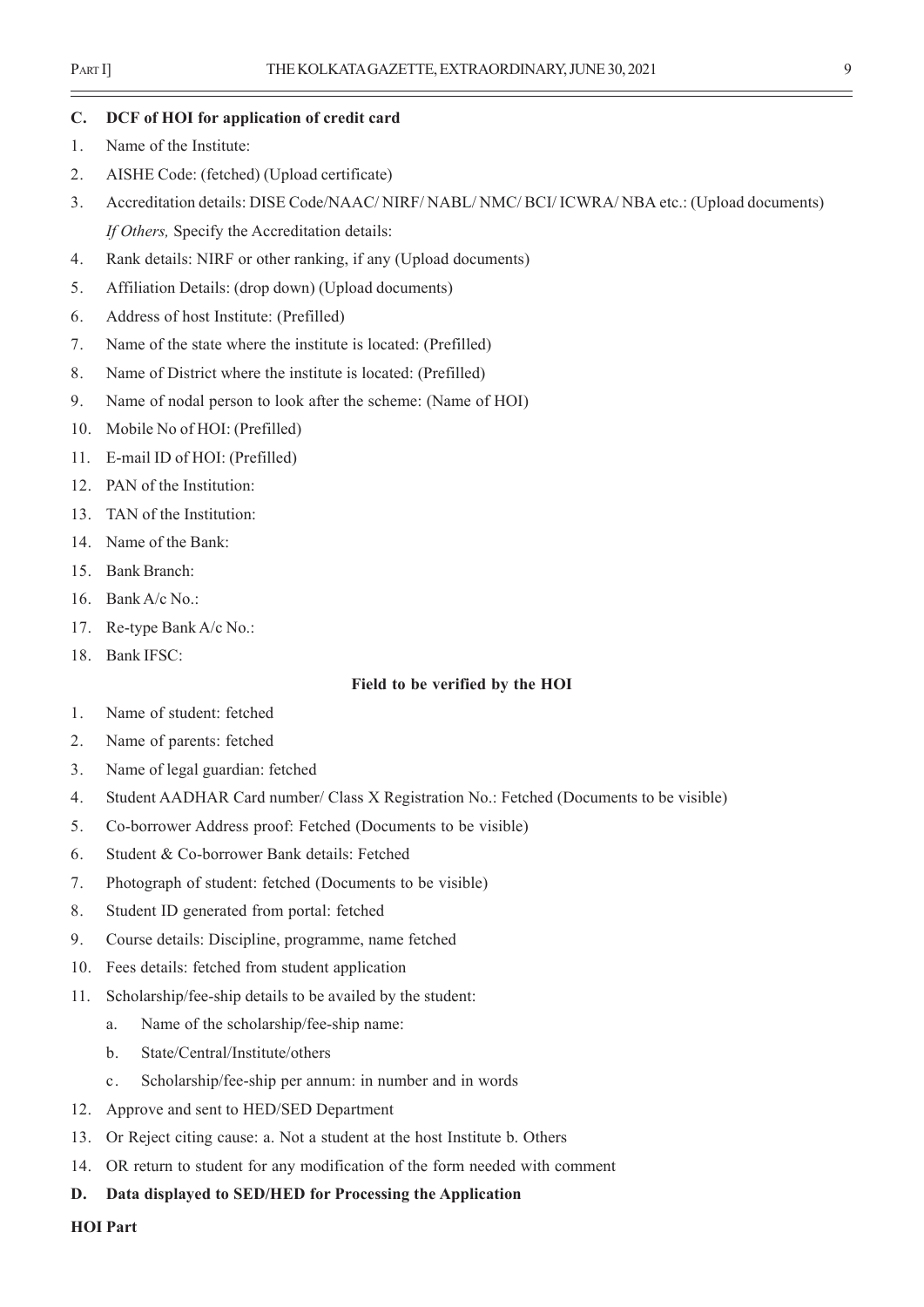**C. DCF of HOI for application of credit card**

1. Name of the Institute:
2. AISHE Code: (fetched) (Upload certificate)
3. Accreditation details: DISE Code/NAAC/ NIRF/ NABL/ NMC/ BCI/ ICWRA/ NBA etc.: (Upload documents)
   *If Others,* Specify the Accreditation details:
4. Rank details: NIRF or other ranking, if any (Upload documents)
5. Affiliation Details: (drop down) (Upload documents)
6. Address of host Institute: (Prefilled)
7. Name of the state where the institute is located: (Prefilled)
8. Name of District where the institute is located: (Prefilled)
9. Name of nodal person to look after the scheme: (Name of HOI)
10. Mobile No of HOI: (Prefilled)
11. E-mail ID of HOI: (Prefilled)
12. PAN of the Institution:
13. TAN of the Institution:
14. Name of the Bank:
15. Bank Branch:
16. Bank A/c No.:
17. Re-type Bank A/c No.:
18. Bank IFSC:

**Field to be verified by the HOI**

1. Name of student: fetched
2. Name of parents: fetched
3. Name of legal guardian: fetched
4. Student AADHAR Card number/ Class X Registration No.: Fetched (Documents to be visible)
5. Co-borrower Address proof: Fetched (Documents to be visible)
6. Student & Co-borrower Bank details: Fetched
7. Photograph of student: fetched (Documents to be visible)
8. Student ID generated from portal: fetched
9. Course details: Discipline, programme, name fetched
10. Fees details: fetched from student application
11. Scholarship/fee-ship details to be availed by the student:
    a. Name of the scholarship/fee-ship name:
    b. State/Central/Institute/others
    c. Scholarship/fee-ship per annum: in number and in words
12. Approve and sent to HED/SED Department
13. Or Reject citing cause: a. Not a student at the host Institute b. Others
14. OR return to student for any modification of the form needed with comment

**D. Data displayed to SED/HED for Processing the Application**

**HOI Part**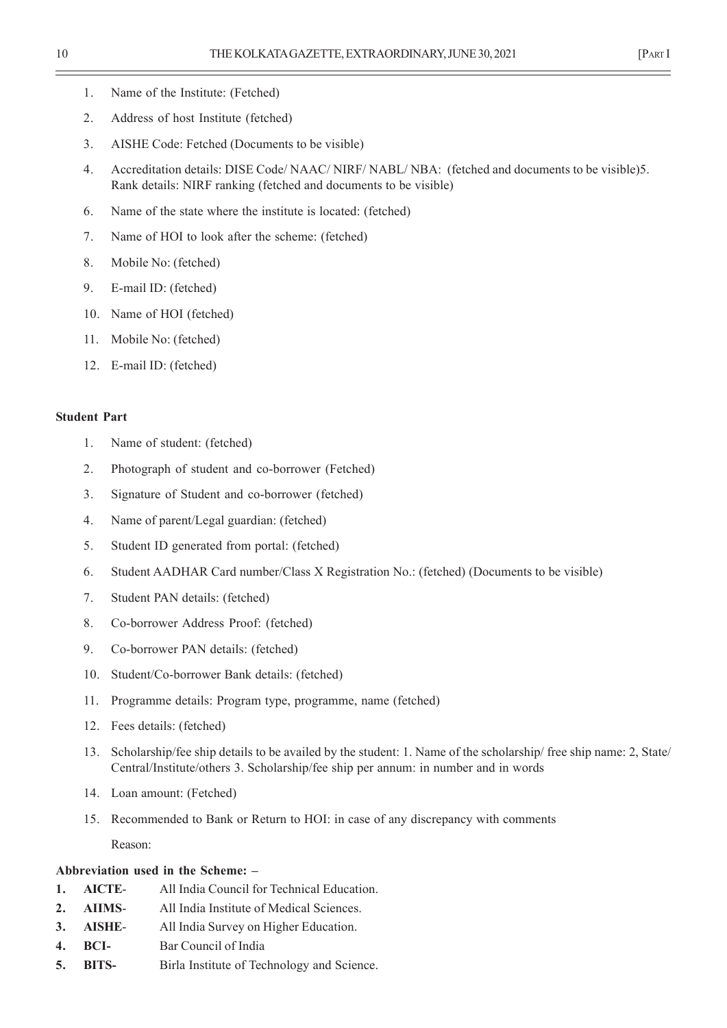1. Name of the Institute: (Fetched)
2. Address of host Institute (fetched)
3. AISHE Code: Fetched (Documents to be visible)
4. Accreditation details: DISE Code/ NAAC/ NIRF/ NABL/ NBA: (fetched and documents to be visible)5. Rank details: NIRF ranking (fetched and documents to be visible)
6. Name of the state where the institute is located: (fetched)
7. Name of HOI to look after the scheme: (fetched)
8. Mobile No: (fetched)
9. E-mail ID: (fetched)
10. Name of HOI (fetched)
11. Mobile No: (fetched)
12. E-mail ID: (fetched)

**Student Part**

1. Name of student: (fetched)
2. Photograph of student and co-borrower (Fetched)
3. Signature of Student and co-borrower (fetched)
4. Name of parent/Legal guardian: (fetched)
5. Student ID generated from portal: (fetched)
6. Student AADHAR Card number/Class X Registration No.: (fetched) (Documents to be visible)
7. Student PAN details: (fetched)
8. Co-borrower Address Proof: (fetched)
9. Co-borrower PAN details: (fetched)
10. Student/Co-borrower Bank details: (fetched)
11. Programme details: Program type, programme, name (fetched)
12. Fees details: (fetched)
13. Scholarship/fee ship details to be availed by the student: 1. Name of the scholarship/ free ship name: 2, State/ Central/Institute/others 3. Scholarship/fee ship per annum: in number and in words
14. Loan amount: (Fetched)
15. Recommended to Bank or Return to HOI: in case of any discrepancy with comments

    Reason:

**Abbreviation used in the Scheme: –**

1. **AICTE**- All India Council for Technical Education.
2. **AIIMS**- All India Institute of Medical Sciences.
3. **AISHE**- All India Survey on Higher Education.
4. **BCI-** Bar Council of India
5. **BITS-** Birla Institute of Technology and Science.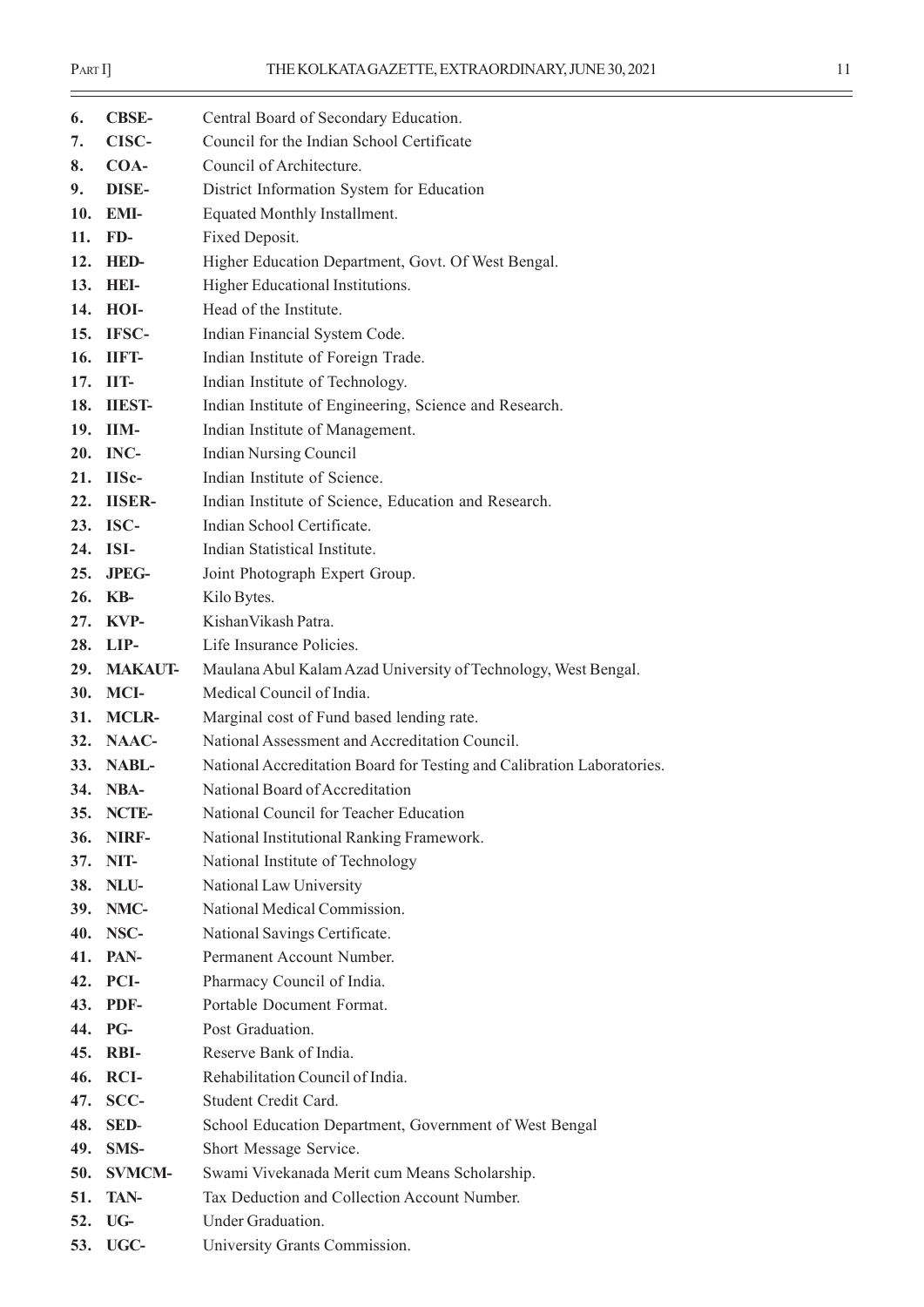6. **CBSE-** Central Board of Secondary Education.
7. **CISC-** Council for the Indian School Certificate
8. **COA-** Council of Architecture.
9. **DISE-** District Information System for Education
10. **EMI-** Equated Monthly Installment.
11. **FD-** Fixed Deposit.
12. **HED-** Higher Education Department, Govt. Of West Bengal.
13. **HEI-** Higher Educational Institutions.
14. **HOI-** Head of the Institute.
15. **IFSC-** Indian Financial System Code.
16. **IIFT-** Indian Institute of Foreign Trade.
17. **IIT-** Indian Institute of Technology.
18. **IIEST-** Indian Institute of Engineering, Science and Research.
19. **IIM-** Indian Institute of Management.
20. **INC-** Indian Nursing Council
21. **IISc-** Indian Institute of Science.
22. **IISER-** Indian Institute of Science, Education and Research.
23. **ISC-** Indian School Certificate.
24. **ISI-** Indian Statistical Institute.
25. **JPEG-** Joint Photograph Expert Group.
26. **KB-** Kilo Bytes.
27. **KVP-** KishanVikash Patra.
28. **LIP-** Life Insurance Policies.
29. **MAKAUT-** Maulana Abul Kalam Azad University of Technology, West Bengal.
30. **MCI-** Medical Council of India.
31. **MCLR-** Marginal cost of Fund based lending rate.
32. **NAAC-** National Assessment and Accreditation Council.
33. **NABL-** National Accreditation Board for Testing and Calibration Laboratories.
34. **NBA-** National Board of Accreditation
35. **NCTE-** National Council for Teacher Education
36. **NIRF-** National Institutional Ranking Framework.
37. **NIT-** National Institute of Technology
38. **NLU-** National Law University
39. **NMC-** National Medical Commission.
40. **NSC-** National Savings Certificate.
41. **PAN-** Permanent Account Number.
42. **PCI-** Pharmacy Council of India.
43. **PDF-** Portable Document Format.
44. **PG-** Post Graduation.
45. **RBI-** Reserve Bank of India.
46. **RCI-** Rehabilitation Council of India.
47. **SCC-** Student Credit Card.
48. **SED-** School Education Department, Government of West Bengal
49. **SMS-** Short Message Service.
50. **SVMCM-** Swami Vivekanada Merit cum Means Scholarship.
51. **TAN-** Tax Deduction and Collection Account Number.
52. **UG-** Under Graduation.
53. **UGC-** University Grants Commission.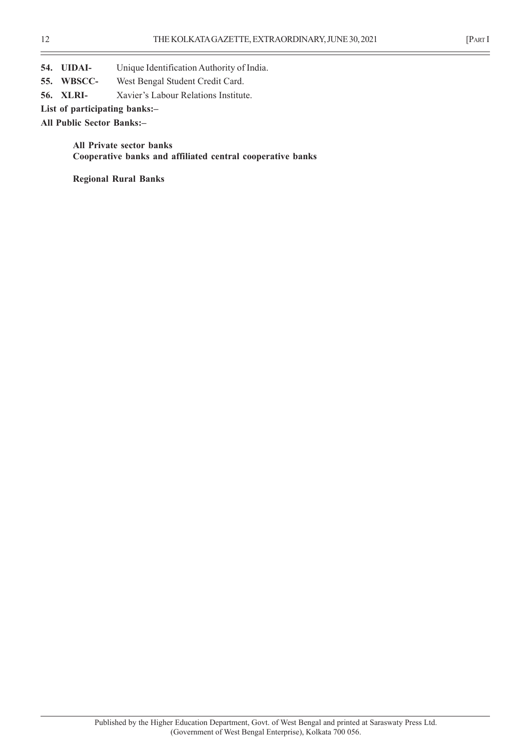**54. UIDAI-** Unique Identification Authority of India.

**55. WBSCC-** West Bengal Student Credit Card.

**56. XLRI-** Xavier's Labour Relations Institute.

**List of participating banks:–**

**All Public Sector Banks:–**

**All Private sector banks**

**Cooperative banks and affiliated central cooperative banks**

**Regional Rural Banks**

Published by the Higher Education Department, Govt. of West Bengal and printed at Saraswaty Press Ltd. (Government of West Bengal Enterprise), Kolkata 700 056.